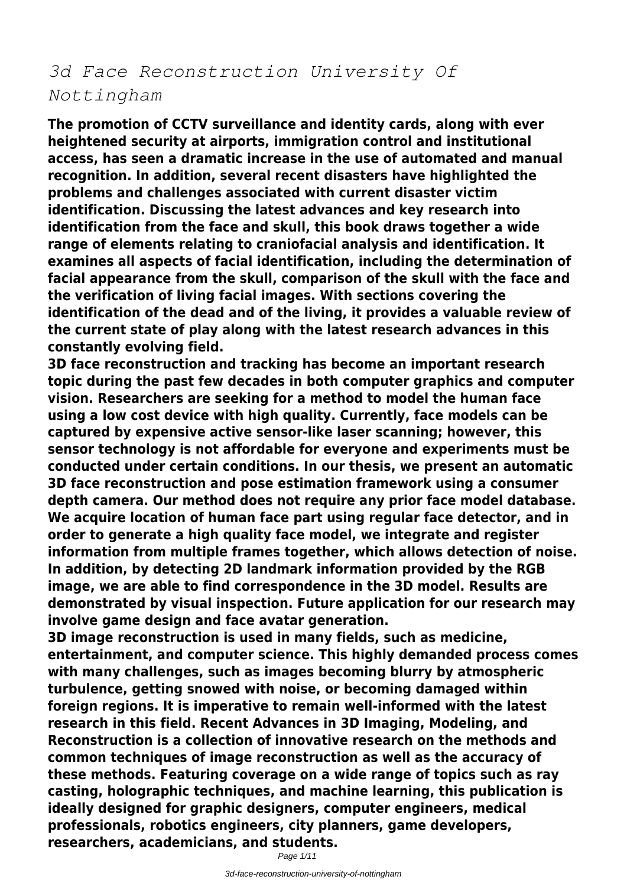# *3d Face Reconstruction University Of Nottingham*

**The promotion of CCTV surveillance and identity cards, along with ever heightened security at airports, immigration control and institutional access, has seen a dramatic increase in the use of automated and manual recognition. In addition, several recent disasters have highlighted the problems and challenges associated with current disaster victim identification. Discussing the latest advances and key research into identification from the face and skull, this book draws together a wide range of elements relating to craniofacial analysis and identification. It examines all aspects of facial identification, including the determination of facial appearance from the skull, comparison of the skull with the face and the verification of living facial images. With sections covering the identification of the dead and of the living, it provides a valuable review of the current state of play along with the latest research advances in this constantly evolving field.**

**3D face reconstruction and tracking has become an important research topic during the past few decades in both computer graphics and computer vision. Researchers are seeking for a method to model the human face using a low cost device with high quality. Currently, face models can be captured by expensive active sensor-like laser scanning; however, this sensor technology is not affordable for everyone and experiments must be conducted under certain conditions. In our thesis, we present an automatic 3D face reconstruction and pose estimation framework using a consumer depth camera. Our method does not require any prior face model database. We acquire location of human face part using regular face detector, and in order to generate a high quality face model, we integrate and register information from multiple frames together, which allows detection of noise. In addition, by detecting 2D landmark information provided by the RGB image, we are able to find correspondence in the 3D model. Results are demonstrated by visual inspection. Future application for our research may involve game design and face avatar generation.**

**3D image reconstruction is used in many fields, such as medicine, entertainment, and computer science. This highly demanded process comes with many challenges, such as images becoming blurry by atmospheric turbulence, getting snowed with noise, or becoming damaged within foreign regions. It is imperative to remain well-informed with the latest research in this field. Recent Advances in 3D Imaging, Modeling, and Reconstruction is a collection of innovative research on the methods and common techniques of image reconstruction as well as the accuracy of these methods. Featuring coverage on a wide range of topics such as ray casting, holographic techniques, and machine learning, this publication is ideally designed for graphic designers, computer engineers, medical professionals, robotics engineers, city planners, game developers, researchers, academicians, and students.**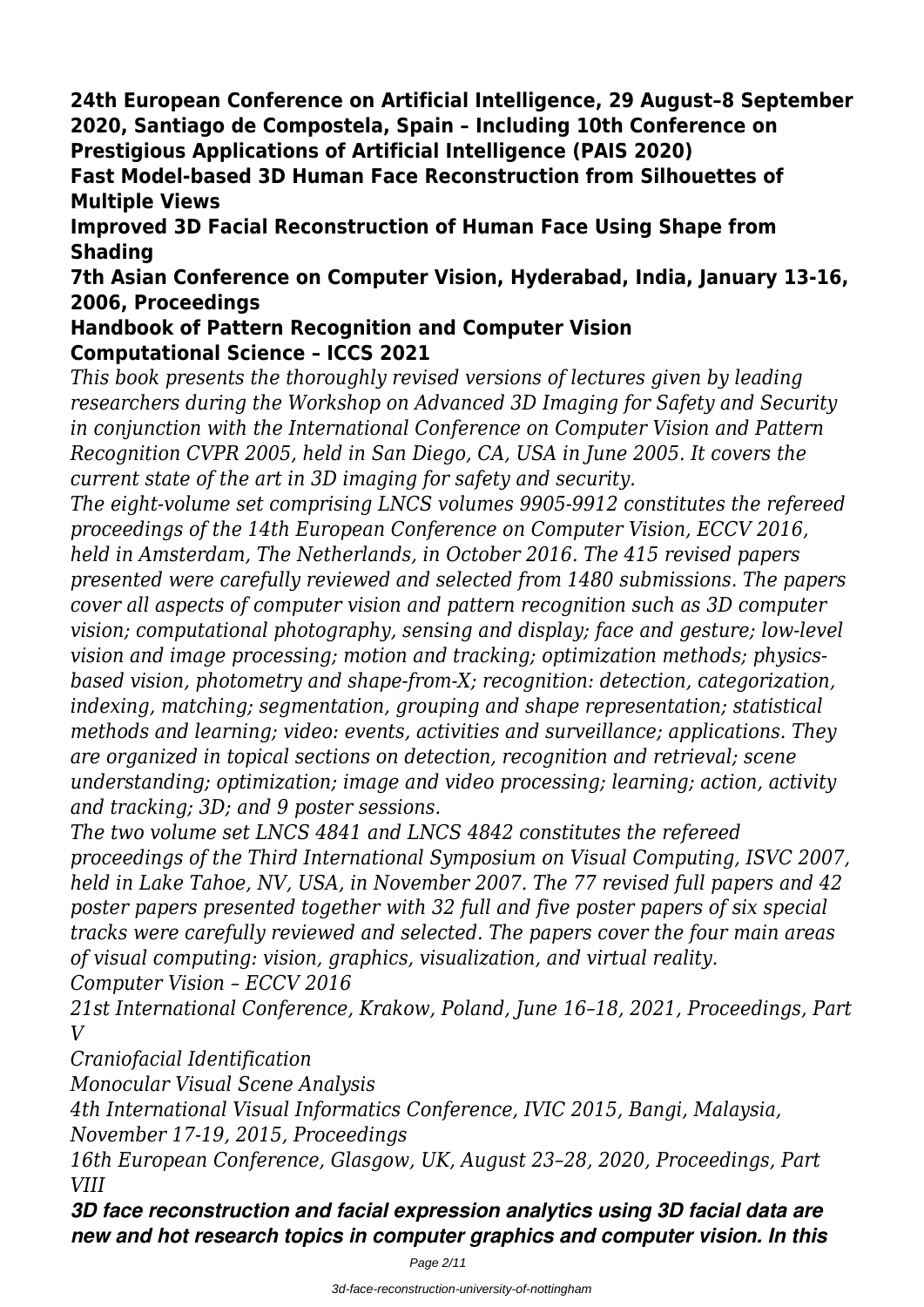**24th European Conference on Artificial Intelligence, 29 August–8 September 2020, Santiago de Compostela, Spain – Including 10th Conference on Prestigious Applications of Artificial Intelligence (PAIS 2020)**

**Fast Model-based 3D Human Face Reconstruction from Silhouettes of Multiple Views**

**Improved 3D Facial Reconstruction of Human Face Using Shape from Shading**

**7th Asian Conference on Computer Vision, Hyderabad, India, January 13-16, 2006, Proceedings**

**Handbook of Pattern Recognition and Computer Vision**

**Computational Science – ICCS 2021**

*This book presents the thoroughly revised versions of lectures given by leading researchers during the Workshop on Advanced 3D Imaging for Safety and Security in conjunction with the International Conference on Computer Vision and Pattern Recognition CVPR 2005, held in San Diego, CA, USA in June 2005. It covers the current state of the art in 3D imaging for safety and security.*

*The eight-volume set comprising LNCS volumes 9905-9912 constitutes the refereed proceedings of the 14th European Conference on Computer Vision, ECCV 2016, held in Amsterdam, The Netherlands, in October 2016. The 415 revised papers presented were carefully reviewed and selected from 1480 submissions. The papers cover all aspects of computer vision and pattern recognition such as 3D computer vision; computational photography, sensing and display; face and gesture; low-level vision and image processing; motion and tracking; optimization methods; physics-based vision, photometry and shape-from-X; recognition: detection, categorization, indexing, matching; segmentation, grouping and shape representation; statistical methods and learning; video: events, activities and surveillance; applications. They are organized in topical sections on detection, recognition and retrieval; scene understanding; optimization; image and video processing; learning; action, activity and tracking; 3D; and 9 poster sessions.*

*The two volume set LNCS 4841 and LNCS 4842 constitutes the refereed proceedings of the Third International Symposium on Visual Computing, ISVC 2007, held in Lake Tahoe, NV, USA, in November 2007. The 77 revised full papers and 42 poster papers presented together with 32 full and five poster papers of six special tracks were carefully reviewed and selected. The papers cover the four main areas of visual computing: vision, graphics, visualization, and virtual reality.*

*Computer Vision – ECCV 2016*

*21st International Conference, Krakow, Poland, June 16–18, 2021, Proceedings, Part V*

*Craniofacial Identification*

*Monocular Visual Scene Analysis*

*4th International Visual Informatics Conference, IVIC 2015, Bangi, Malaysia, November 17-19, 2015, Proceedings*

*16th European Conference, Glasgow, UK, August 23–28, 2020, Proceedings, Part VIII*

***3D face reconstruction and facial expression analytics using 3D facial data are new and hot research topics in computer graphics and computer vision. In this***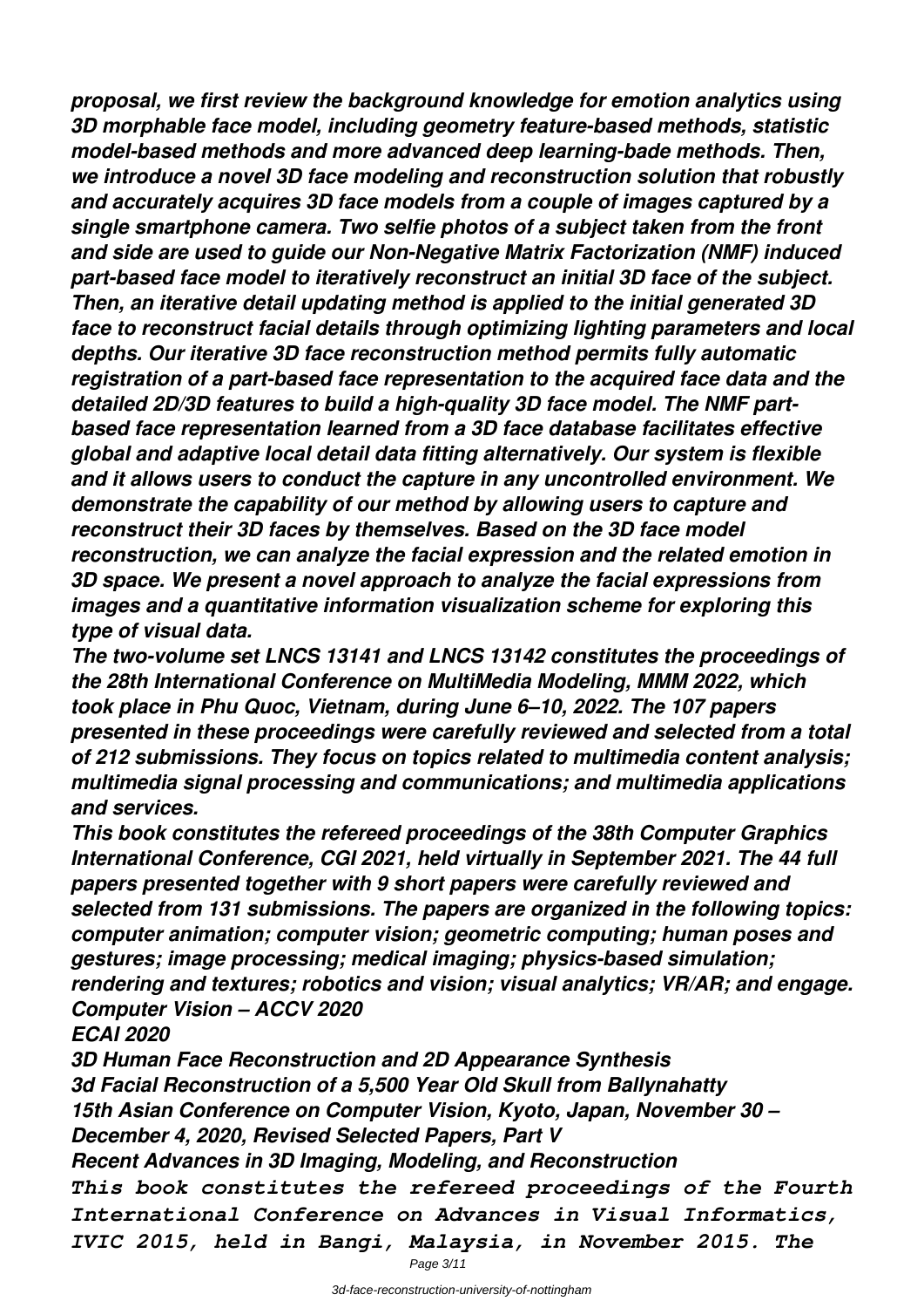*proposal, we first review the background knowledge for emotion analytics using 3D morphable face model, including geometry feature-based methods, statistic model-based methods and more advanced deep learning-bade methods. Then, we introduce a novel 3D face modeling and reconstruction solution that robustly and accurately acquires 3D face models from a couple of images captured by a single smartphone camera. Two selfie photos of a subject taken from the front and side are used to guide our Non-Negative Matrix Factorization (NMF) induced part-based face model to iteratively reconstruct an initial 3D face of the subject. Then, an iterative detail updating method is applied to the initial generated 3D face to reconstruct facial details through optimizing lighting parameters and local depths. Our iterative 3D face reconstruction method permits fully automatic registration of a part-based face representation to the acquired face data and the detailed 2D/3D features to build a high-quality 3D face model. The NMF part-based face representation learned from a 3D face database facilitates effective global and adaptive local detail data fitting alternatively. Our system is flexible and it allows users to conduct the capture in any uncontrolled environment. We demonstrate the capability of our method by allowing users to capture and reconstruct their 3D faces by themselves. Based on the 3D face model reconstruction, we can analyze the facial expression and the related emotion in 3D space. We present a novel approach to analyze the facial expressions from images and a quantitative information visualization scheme for exploring this type of visual data.*

*The two-volume set LNCS 13141 and LNCS 13142 constitutes the proceedings of the 28th International Conference on MultiMedia Modeling, MMM 2022, which took place in Phu Quoc, Vietnam, during June 6–10, 2022. The 107 papers presented in these proceedings were carefully reviewed and selected from a total of 212 submissions. They focus on topics related to multimedia content analysis; multimedia signal processing and communications; and multimedia applications and services.*

*This book constitutes the refereed proceedings of the 38th Computer Graphics International Conference, CGI 2021, held virtually in September 2021. The 44 full papers presented together with 9 short papers were carefully reviewed and selected from 131 submissions. The papers are organized in the following topics: computer animation; computer vision; geometric computing; human poses and gestures; image processing; medical imaging; physics-based simulation; rendering and textures; robotics and vision; visual analytics; VR/AR; and engage.*

*Computer Vision – ACCV 2020*

*ECAI 2020*

*3D Human Face Reconstruction and 2D Appearance Synthesis*

*3d Facial Reconstruction of a 5,500 Year Old Skull from Ballynahatty*

*15th Asian Conference on Computer Vision, Kyoto, Japan, November 30 – December 4, 2020, Revised Selected Papers, Part V*

*Recent Advances in 3D Imaging, Modeling, and Reconstruction*

*This book constitutes the refereed proceedings of the Fourth International Conference on Advances in Visual Informatics, IVIC 2015, held in Bangi, Malaysia, in November 2015. The*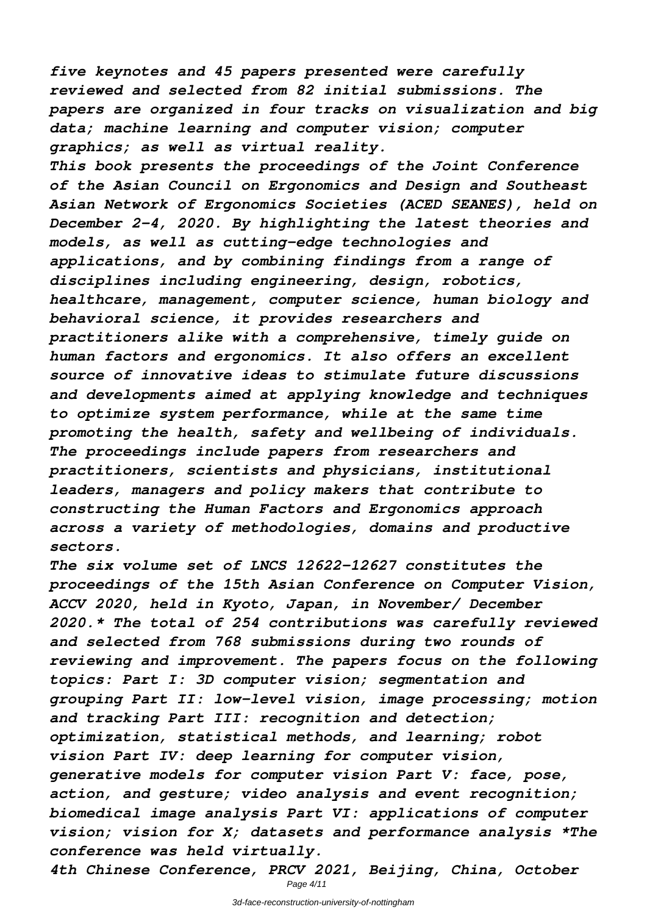*five keynotes and 45 papers presented were carefully reviewed and selected from 82 initial submissions. The papers are organized in four tracks on visualization and big data; machine learning and computer vision; computer graphics; as well as virtual reality.*

*This book presents the proceedings of the Joint Conference of the Asian Council on Ergonomics and Design and Southeast Asian Network of Ergonomics Societies (ACED SEANES), held on December 2-4, 2020. By highlighting the latest theories and models, as well as cutting-edge technologies and applications, and by combining findings from a range of disciplines including engineering, design, robotics, healthcare, management, computer science, human biology and behavioral science, it provides researchers and practitioners alike with a comprehensive, timely guide on human factors and ergonomics. It also offers an excellent source of innovative ideas to stimulate future discussions and developments aimed at applying knowledge and techniques to optimize system performance, while at the same time promoting the health, safety and wellbeing of individuals. The proceedings include papers from researchers and practitioners, scientists and physicians, institutional leaders, managers and policy makers that contribute to constructing the Human Factors and Ergonomics approach across a variety of methodologies, domains and productive sectors.*

*The six volume set of LNCS 12622-12627 constitutes the proceedings of the 15th Asian Conference on Computer Vision, ACCV 2020, held in Kyoto, Japan, in November/ December 2020.* The total of 254 contributions was carefully reviewed and selected from 768 submissions during two rounds of reviewing and improvement. The papers focus on the following topics: Part I: 3D computer vision; segmentation and grouping Part II: low-level vision, image processing; motion and tracking Part III: recognition and detection; optimization, statistical methods, and learning; robot vision Part IV: deep learning for computer vision, generative models for computer vision Part V: face, pose, action, and gesture; video analysis and event recognition; biomedical image analysis Part VI: applications of computer vision; vision for X; datasets and performance analysis *The conference was held virtually.*

*4th Chinese Conference, PRCV 2021, Beijing, China, October*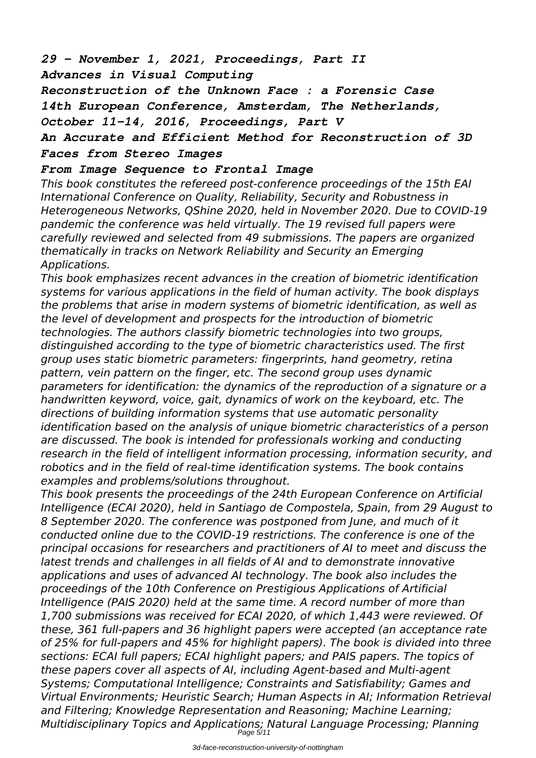*29 - November 1, 2021, Proceedings, Part II*

*Advances in Visual Computing*

*Reconstruction of the Unknown Face : a Forensic Case*

*14th European Conference, Amsterdam, The Netherlands, October 11-14, 2016, Proceedings, Part V*

*An Accurate and Efficient Method for Reconstruction of 3D Faces from Stereo Images*

*From Image Sequence to Frontal Image*

*This book constitutes the refereed post-conference proceedings of the 15th EAI International Conference on Quality, Reliability, Security and Robustness in Heterogeneous Networks, QShine 2020, held in November 2020. Due to COVID-19 pandemic the conference was held virtually. The 19 revised full papers were carefully reviewed and selected from 49 submissions. The papers are organized thematically in tracks on Network Reliability and Security an Emerging Applications.*

*This book emphasizes recent advances in the creation of biometric identification systems for various applications in the field of human activity. The book displays the problems that arise in modern systems of biometric identification, as well as the level of development and prospects for the introduction of biometric technologies. The authors classify biometric technologies into two groups, distinguished according to the type of biometric characteristics used. The first group uses static biometric parameters: fingerprints, hand geometry, retina pattern, vein pattern on the finger, etc. The second group uses dynamic parameters for identification: the dynamics of the reproduction of a signature or a handwritten keyword, voice, gait, dynamics of work on the keyboard, etc. The directions of building information systems that use automatic personality identification based on the analysis of unique biometric characteristics of a person are discussed. The book is intended for professionals working and conducting research in the field of intelligent information processing, information security, and robotics and in the field of real-time identification systems. The book contains examples and problems/solutions throughout.*

*This book presents the proceedings of the 24th European Conference on Artificial Intelligence (ECAI 2020), held in Santiago de Compostela, Spain, from 29 August to 8 September 2020. The conference was postponed from June, and much of it conducted online due to the COVID-19 restrictions. The conference is one of the principal occasions for researchers and practitioners of AI to meet and discuss the latest trends and challenges in all fields of AI and to demonstrate innovative applications and uses of advanced AI technology. The book also includes the proceedings of the 10th Conference on Prestigious Applications of Artificial Intelligence (PAIS 2020) held at the same time. A record number of more than 1,700 submissions was received for ECAI 2020, of which 1,443 were reviewed. Of these, 361 full-papers and 36 highlight papers were accepted (an acceptance rate of 25% for full-papers and 45% for highlight papers). The book is divided into three sections: ECAI full papers; ECAI highlight papers; and PAIS papers. The topics of these papers cover all aspects of AI, including Agent-based and Multi-agent Systems; Computational Intelligence; Constraints and Satisfiability; Games and Virtual Environments; Heuristic Search; Human Aspects in AI; Information Retrieval and Filtering; Knowledge Representation and Reasoning; Machine Learning; Multidisciplinary Topics and Applications; Natural Language Processing; Planning*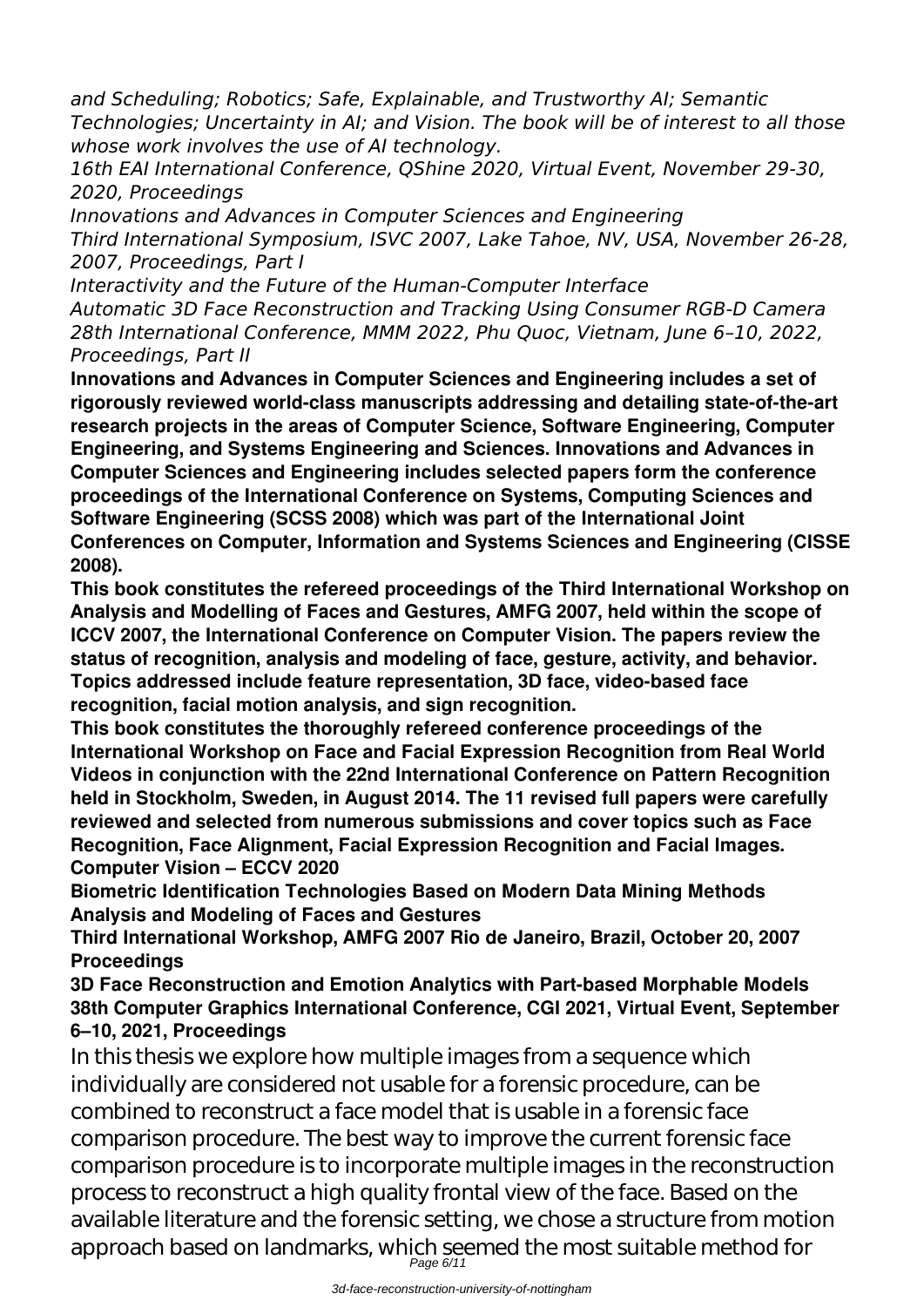*and Scheduling; Robotics; Safe, Explainable, and Trustworthy AI; Semantic Technologies; Uncertainty in AI; and Vision. The book will be of interest to all those whose work involves the use of AI technology.*

*16th EAI International Conference, QShine 2020, Virtual Event, November 29-30, 2020, Proceedings*

*Innovations and Advances in Computer Sciences and Engineering*

*Third International Symposium, ISVC 2007, Lake Tahoe, NV, USA, November 26-28, 2007, Proceedings, Part I*

*Interactivity and the Future of the Human-Computer Interface*

*Automatic 3D Face Reconstruction and Tracking Using Consumer RGB-D Camera*

*28th International Conference, MMM 2022, Phu Quoc, Vietnam, June 6–10, 2022, Proceedings, Part II*

**Innovations and Advances in Computer Sciences and Engineering includes a set of rigorously reviewed world-class manuscripts addressing and detailing state-of-the-art research projects in the areas of Computer Science, Software Engineering, Computer Engineering, and Systems Engineering and Sciences. Innovations and Advances in Computer Sciences and Engineering includes selected papers form the conference proceedings of the International Conference on Systems, Computing Sciences and Software Engineering (SCSS 2008) which was part of the International Joint Conferences on Computer, Information and Systems Sciences and Engineering (CISSE 2008).**

**This book constitutes the refereed proceedings of the Third International Workshop on Analysis and Modelling of Faces and Gestures, AMFG 2007, held within the scope of ICCV 2007, the International Conference on Computer Vision. The papers review the status of recognition, analysis and modeling of face, gesture, activity, and behavior. Topics addressed include feature representation, 3D face, video-based face recognition, facial motion analysis, and sign recognition.**

**This book constitutes the thoroughly refereed conference proceedings of the International Workshop on Face and Facial Expression Recognition from Real World Videos in conjunction with the 22nd International Conference on Pattern Recognition held in Stockholm, Sweden, in August 2014. The 11 revised full papers were carefully reviewed and selected from numerous submissions and cover topics such as Face Recognition, Face Alignment, Facial Expression Recognition and Facial Images.**

**Computer Vision – ECCV 2020**

**Biometric Identification Technologies Based on Modern Data Mining Methods**

**Analysis and Modeling of Faces and Gestures**

**Third International Workshop, AMFG 2007 Rio de Janeiro, Brazil, October 20, 2007 Proceedings**

**3D Face Reconstruction and Emotion Analytics with Part-based Morphable Models**

**38th Computer Graphics International Conference, CGI 2021, Virtual Event, September 6–10, 2021, Proceedings**

In this thesis we explore how multiple images from a sequence which individually are considered not usable for a forensic procedure, can be combined to reconstruct a face model that is usable in a forensic face comparison procedure. The best way to improve the current forensic face comparison procedure is to incorporate multiple images in the reconstruction process to reconstruct a high quality frontal view of the face. Based on the available literature and the forensic setting, we chose a structure from motion approach based on landmarks, which seemed the most suitable method for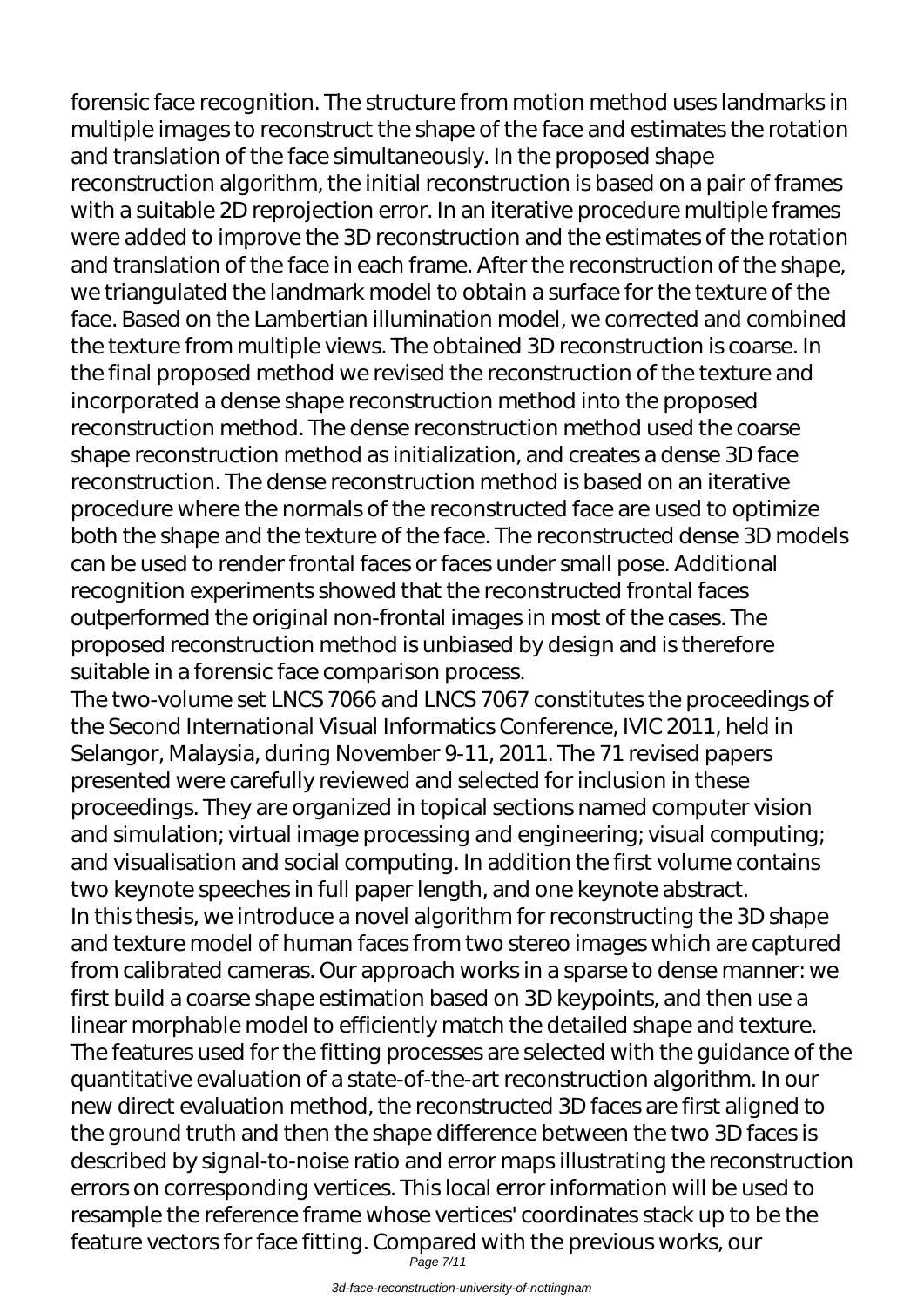forensic face recognition. The structure from motion method uses landmarks in multiple images to reconstruct the shape of the face and estimates the rotation and translation of the face simultaneously. In the proposed shape reconstruction algorithm, the initial reconstruction is based on a pair of frames with a suitable 2D reprojection error. In an iterative procedure multiple frames were added to improve the 3D reconstruction and the estimates of the rotation and translation of the face in each frame. After the reconstruction of the shape, we triangulated the landmark model to obtain a surface for the texture of the face. Based on the Lambertian illumination model, we corrected and combined the texture from multiple views. The obtained 3D reconstruction is coarse. In the final proposed method we revised the reconstruction of the texture and incorporated a dense shape reconstruction method into the proposed reconstruction method. The dense reconstruction method used the coarse shape reconstruction method as initialization, and creates a dense 3D face reconstruction. The dense reconstruction method is based on an iterative procedure where the normals of the reconstructed face are used to optimize both the shape and the texture of the face. The reconstructed dense 3D models can be used to render frontal faces or faces under small pose. Additional recognition experiments showed that the reconstructed frontal faces outperformed the original non-frontal images in most of the cases. The proposed reconstruction method is unbiased by design and is therefore suitable in a forensic face comparison process.

The two-volume set LNCS 7066 and LNCS 7067 constitutes the proceedings of the Second International Visual Informatics Conference, IVIC 2011, held in Selangor, Malaysia, during November 9-11, 2011. The 71 revised papers presented were carefully reviewed and selected for inclusion in these proceedings. They are organized in topical sections named computer vision and simulation; virtual image processing and engineering; visual computing; and visualisation and social computing. In addition the first volume contains two keynote speeches in full paper length, and one keynote abstract.

In this thesis, we introduce a novel algorithm for reconstructing the 3D shape and texture model of human faces from two stereo images which are captured from calibrated cameras. Our approach works in a sparse to dense manner: we first build a coarse shape estimation based on 3D keypoints, and then use a linear morphable model to efficiently match the detailed shape and texture. The features used for the fitting processes are selected with the guidance of the quantitative evaluation of a state-of-the-art reconstruction algorithm. In our new direct evaluation method, the reconstructed 3D faces are first aligned to the ground truth and then the shape difference between the two 3D faces is described by signal-to-noise ratio and error maps illustrating the reconstruction errors on corresponding vertices. This local error information will be used to resample the reference frame whose vertices' coordinates stack up to be the feature vectors for face fitting. Compared with the previous works, our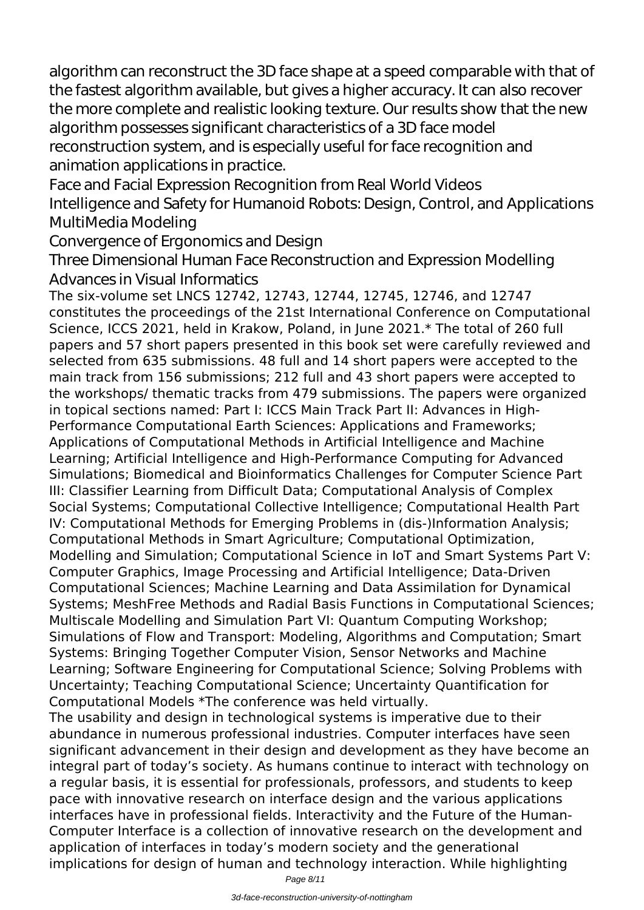algorithm can reconstruct the 3D face shape at a speed comparable with that of the fastest algorithm available, but gives a higher accuracy. It can also recover the more complete and realistic looking texture. Our results show that the new algorithm possesses significant characteristics of a 3D face model reconstruction system, and is especially useful for face recognition and animation applications in practice.

Face and Facial Expression Recognition from Real World Videos
Intelligence and Safety for Humanoid Robots: Design, Control, and Applications
MultiMedia Modeling
Convergence of Ergonomics and Design
Three Dimensional Human Face Reconstruction and Expression Modelling
Advances in Visual Informatics

The six-volume set LNCS 12742, 12743, 12744, 12745, 12746, and 12747 constitutes the proceedings of the 21st International Conference on Computational Science, ICCS 2021, held in Krakow, Poland, in June 2021.* The total of 260 full papers and 57 short papers presented in this book set were carefully reviewed and selected from 635 submissions. 48 full and 14 short papers were accepted to the main track from 156 submissions; 212 full and 43 short papers were accepted to the workshops/ thematic tracks from 479 submissions. The papers were organized in topical sections named: Part I: ICCS Main Track Part II: Advances in High-Performance Computational Earth Sciences: Applications and Frameworks; Applications of Computational Methods in Artificial Intelligence and Machine Learning; Artificial Intelligence and High-Performance Computing for Advanced Simulations; Biomedical and Bioinformatics Challenges for Computer Science Part III: Classifier Learning from Difficult Data; Computational Analysis of Complex Social Systems; Computational Collective Intelligence; Computational Health Part IV: Computational Methods for Emerging Problems in (dis-)Information Analysis; Computational Methods in Smart Agriculture; Computational Optimization, Modelling and Simulation; Computational Science in IoT and Smart Systems Part V: Computer Graphics, Image Processing and Artificial Intelligence; Data-Driven Computational Sciences; Machine Learning and Data Assimilation for Dynamical Systems; MeshFree Methods and Radial Basis Functions in Computational Sciences; Multiscale Modelling and Simulation Part VI: Quantum Computing Workshop; Simulations of Flow and Transport: Modeling, Algorithms and Computation; Smart Systems: Bringing Together Computer Vision, Sensor Networks and Machine Learning; Software Engineering for Computational Science; Solving Problems with Uncertainty; Teaching Computational Science; Uncertainty Quantification for Computational Models *The conference was held virtually.

The usability and design in technological systems is imperative due to their abundance in numerous professional industries. Computer interfaces have seen significant advancement in their design and development as they have become an integral part of today's society. As humans continue to interact with technology on a regular basis, it is essential for professionals, professors, and students to keep pace with innovative research on interface design and the various applications interfaces have in professional fields. Interactivity and the Future of the Human-Computer Interface is a collection of innovative research on the development and application of interfaces in today's modern society and the generational implications for design of human and technology interaction. While highlighting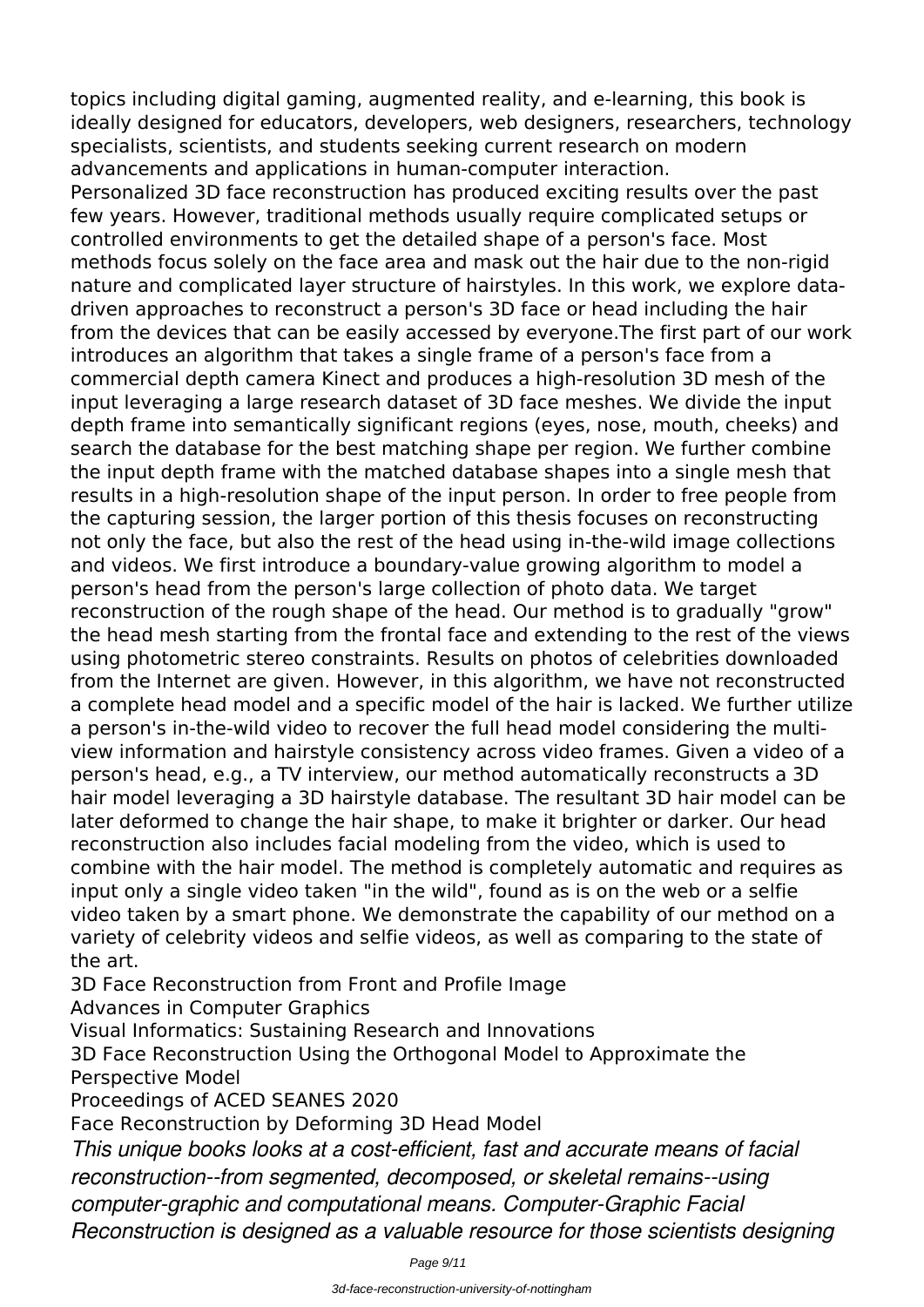topics including digital gaming, augmented reality, and e-learning, this book is ideally designed for educators, developers, web designers, researchers, technology specialists, scientists, and students seeking current research on modern advancements and applications in human-computer interaction.

Personalized 3D face reconstruction has produced exciting results over the past few years. However, traditional methods usually require complicated setups or controlled environments to get the detailed shape of a person's face. Most methods focus solely on the face area and mask out the hair due to the non-rigid nature and complicated layer structure of hairstyles. In this work, we explore data-driven approaches to reconstruct a person's 3D face or head including the hair from the devices that can be easily accessed by everyone.The first part of our work introduces an algorithm that takes a single frame of a person's face from a commercial depth camera Kinect and produces a high-resolution 3D mesh of the input leveraging a large research dataset of 3D face meshes. We divide the input depth frame into semantically significant regions (eyes, nose, mouth, cheeks) and search the database for the best matching shape per region. We further combine the input depth frame with the matched database shapes into a single mesh that results in a high-resolution shape of the input person. In order to free people from the capturing session, the larger portion of this thesis focuses on reconstructing not only the face, but also the rest of the head using in-the-wild image collections and videos. We first introduce a boundary-value growing algorithm to model a person's head from the person's large collection of photo data. We target reconstruction of the rough shape of the head. Our method is to gradually "grow" the head mesh starting from the frontal face and extending to the rest of the views using photometric stereo constraints. Results on photos of celebrities downloaded from the Internet are given. However, in this algorithm, we have not reconstructed a complete head model and a specific model of the hair is lacked. We further utilize a person's in-the-wild video to recover the full head model considering the multi-view information and hairstyle consistency across video frames. Given a video of a person's head, e.g., a TV interview, our method automatically reconstructs a 3D hair model leveraging a 3D hairstyle database. The resultant 3D hair model can be later deformed to change the hair shape, to make it brighter or darker. Our head reconstruction also includes facial modeling from the video, which is used to combine with the hair model. The method is completely automatic and requires as input only a single video taken "in the wild", found as is on the web or a selfie video taken by a smart phone. We demonstrate the capability of our method on a variety of celebrity videos and selfie videos, as well as comparing to the state of the art.

3D Face Reconstruction from Front and Profile Image

Advances in Computer Graphics

Visual Informatics: Sustaining Research and Innovations

3D Face Reconstruction Using the Orthogonal Model to Approximate the Perspective Model

Proceedings of ACED SEANES 2020

Face Reconstruction by Deforming 3D Head Model

*This unique books looks at a cost-efficient, fast and accurate means of facial reconstruction--from segmented, decomposed, or skeletal remains--using computer-graphic and computational means. Computer-Graphic Facial Reconstruction is designed as a valuable resource for those scientists designing*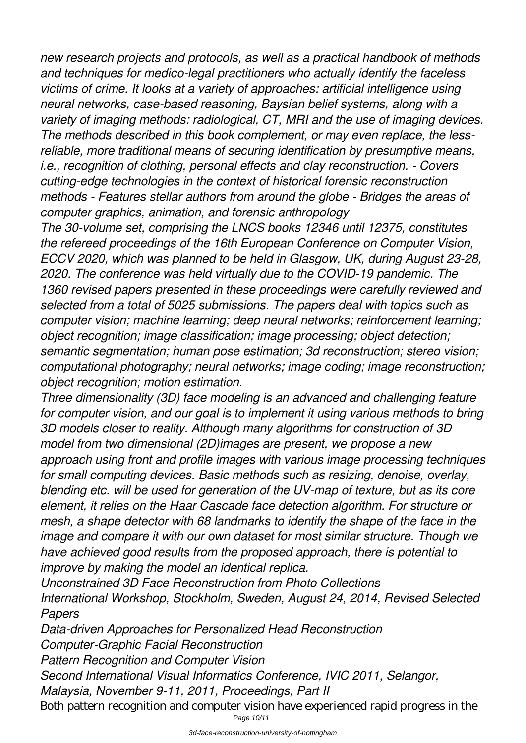*new research projects and protocols, as well as a practical handbook of methods and techniques for medico-legal practitioners who actually identify the faceless victims of crime. It looks at a variety of approaches: artificial intelligence using neural networks, case-based reasoning, Baysian belief systems, along with a variety of imaging methods: radiological, CT, MRI and the use of imaging devices. The methods described in this book complement, or may even replace, the less-reliable, more traditional means of securing identification by presumptive means, i.e., recognition of clothing, personal effects and clay reconstruction. - Covers cutting-edge technologies in the context of historical forensic reconstruction methods - Features stellar authors from around the globe - Bridges the areas of computer graphics, animation, and forensic anthropology*

*The 30-volume set, comprising the LNCS books 12346 until 12375, constitutes the refereed proceedings of the 16th European Conference on Computer Vision, ECCV 2020, which was planned to be held in Glasgow, UK, during August 23-28, 2020. The conference was held virtually due to the COVID-19 pandemic. The 1360 revised papers presented in these proceedings were carefully reviewed and selected from a total of 5025 submissions. The papers deal with topics such as computer vision; machine learning; deep neural networks; reinforcement learning; object recognition; image classification; image processing; object detection; semantic segmentation; human pose estimation; 3d reconstruction; stereo vision; computational photography; neural networks; image coding; image reconstruction; object recognition; motion estimation.*

*Three dimensionality (3D) face modeling is an advanced and challenging feature for computer vision, and our goal is to implement it using various methods to bring 3D models closer to reality. Although many algorithms for construction of 3D model from two dimensional (2D)images are present, we propose a new approach using front and profile images with various image processing techniques for small computing devices. Basic methods such as resizing, denoise, overlay, blending etc. will be used for generation of the UV-map of texture, but as its core element, it relies on the Haar Cascade face detection algorithm. For structure or mesh, a shape detector with 68 landmarks to identify the shape of the face in the image and compare it with our own dataset for most similar structure. Though we have achieved good results from the proposed approach, there is potential to improve by making the model an identical replica.*

*Unconstrained 3D Face Reconstruction from Photo Collections*

*International Workshop, Stockholm, Sweden, August 24, 2014, Revised Selected Papers*

*Data-driven Approaches for Personalized Head Reconstruction*

*Computer-Graphic Facial Reconstruction*

*Pattern Recognition and Computer Vision*

*Second International Visual Informatics Conference, IVIC 2011, Selangor, Malaysia, November 9-11, 2011, Proceedings, Part II*

Both pattern recognition and computer vision have experienced rapid progress in the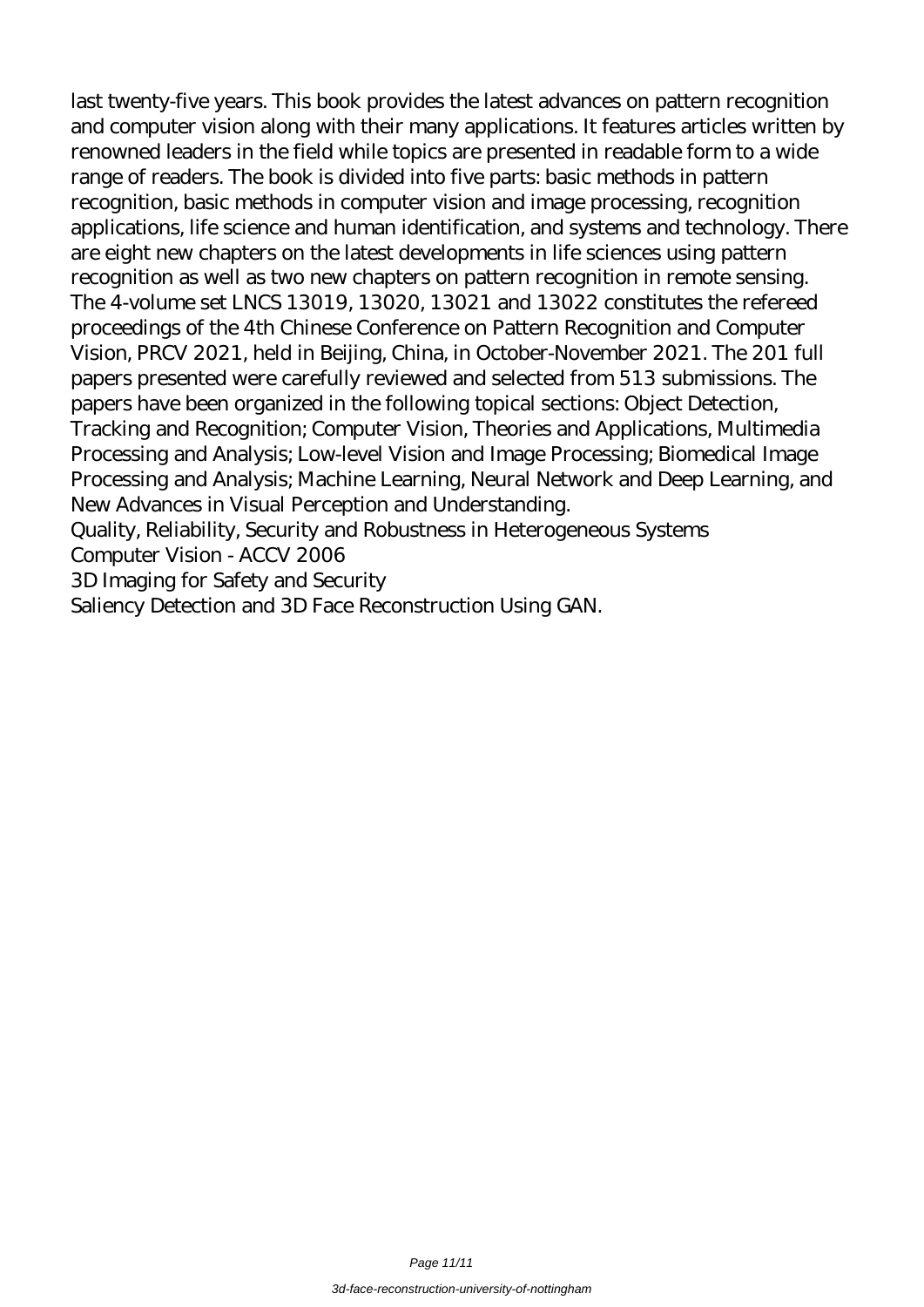last twenty-five years. This book provides the latest advances on pattern recognition and computer vision along with their many applications. It features articles written by renowned leaders in the field while topics are presented in readable form to a wide range of readers. The book is divided into five parts: basic methods in pattern recognition, basic methods in computer vision and image processing, recognition applications, life science and human identification, and systems and technology. There are eight new chapters on the latest developments in life sciences using pattern recognition as well as two new chapters on pattern recognition in remote sensing. The 4-volume set LNCS 13019, 13020, 13021 and 13022 constitutes the refereed proceedings of the 4th Chinese Conference on Pattern Recognition and Computer Vision, PRCV 2021, held in Beijing, China, in October-November 2021. The 201 full papers presented were carefully reviewed and selected from 513 submissions. The papers have been organized in the following topical sections: Object Detection, Tracking and Recognition; Computer Vision, Theories and Applications, Multimedia Processing and Analysis; Low-level Vision and Image Processing; Biomedical Image Processing and Analysis; Machine Learning, Neural Network and Deep Learning, and New Advances in Visual Perception and Understanding.

Quality, Reliability, Security and Robustness in Heterogeneous Systems

Computer Vision - ACCV 2006

3D Imaging for Safety and Security

Saliency Detection and 3D Face Reconstruction Using GAN.